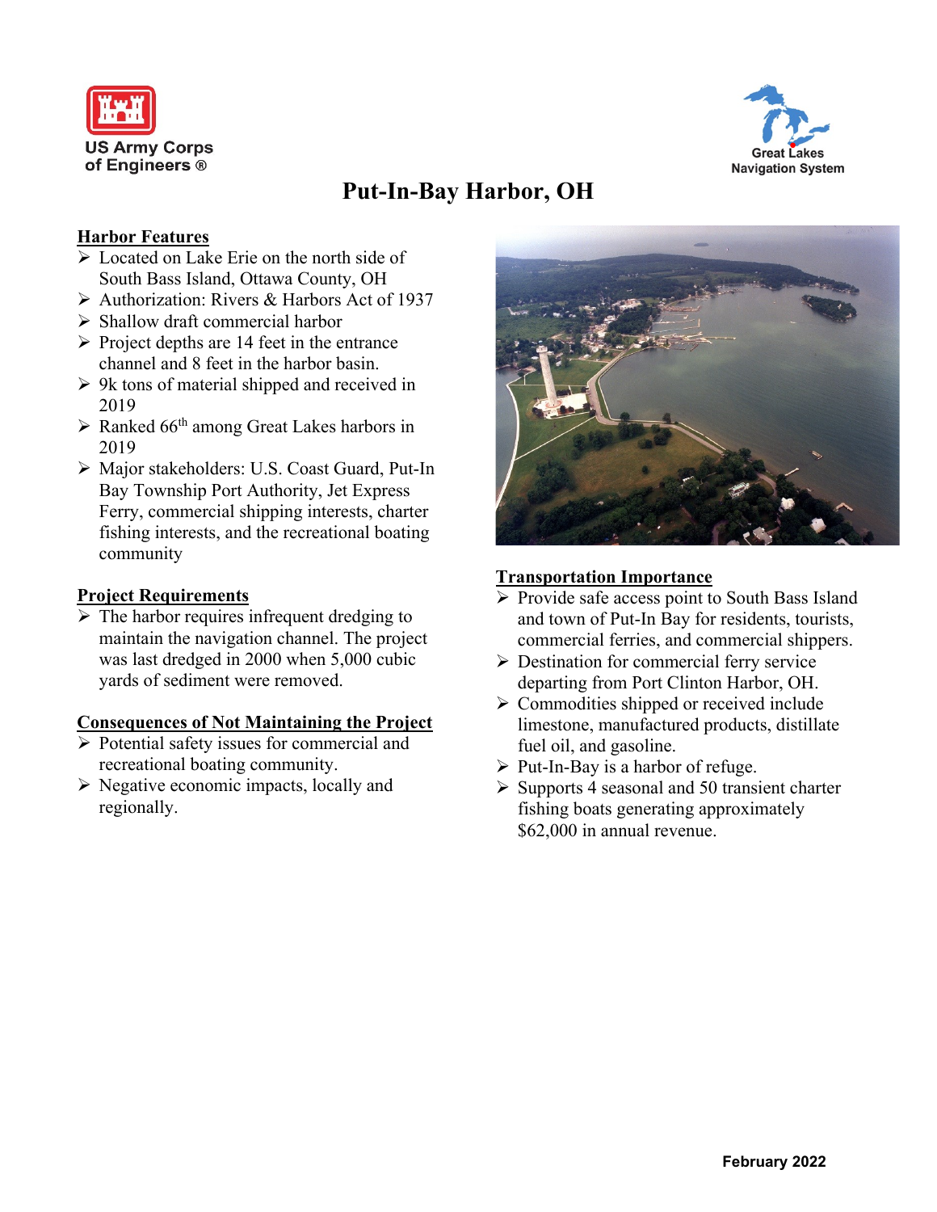US Army Corps of Engineers ®

Great Lakes Navigation System

# Put-In-Bay Harbor, OH

## Harbor Features

- Located on Lake Erie on the north side of South Bass Island, Ottawa County, OH
- Authorization: Rivers & Harbors Act of 1937
- Shallow draft commercial harbor
- Project depths are 14 feet in the entrance channel and 8 feet in the harbor basin.
- 9k tons of material shipped and received in 2019
- Ranked 66th among Great Lakes harbors in 2019
- Major stakeholders: U.S. Coast Guard, Put-In Bay Township Port Authority, Jet Express Ferry, commercial shipping interests, charter fishing interests, and the recreational boating community

## Project Requirements

- The harbor requires infrequent dredging to maintain the navigation channel. The project was last dredged in 2000 when 5,000 cubic yards of sediment were removed.

## Consequences of Not Maintaining the Project

- Potential safety issues for commercial and recreational boating community.
- Negative economic impacts, locally and regionally.

## Transportation Importance

- Provide safe access point to South Bass Island and town of Put-In Bay for residents, tourists, commercial ferries, and commercial shippers.
- Destination for commercial ferry service departing from Port Clinton Harbor, OH.
- Commodities shipped or received include limestone, manufactured products, distillate fuel oil, and gasoline.
- Put-In-Bay is a harbor of refuge.
- Supports 4 seasonal and 50 transient charter fishing boats generating approximately $62,000 in annual revenue.

**February 2022**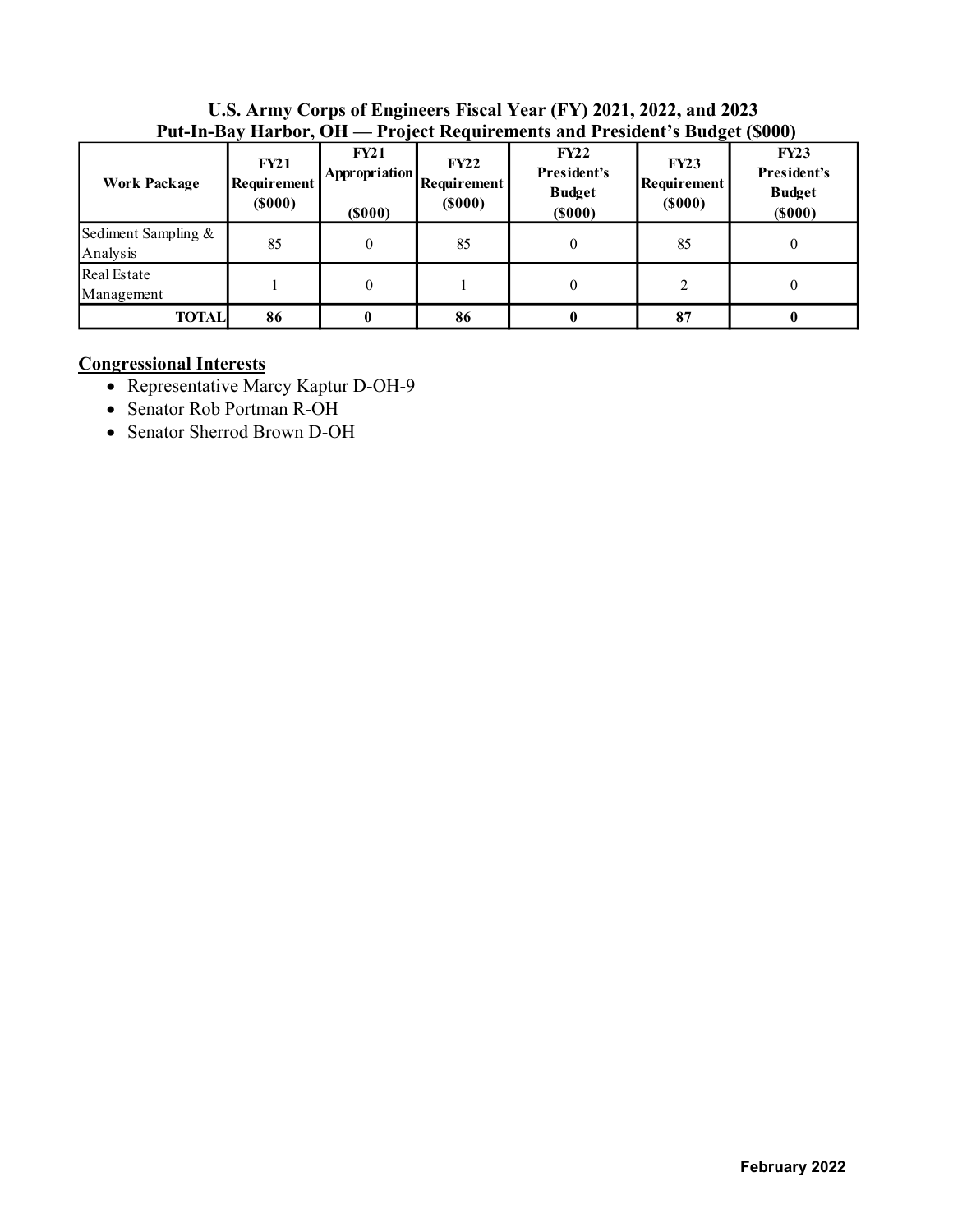## U.S. Army Corps of Engineers Fiscal Year (FY) 2021, 2022, and 2023 Put-In-Bay Harbor, OH — Project Requirements and President's Budget ($000)

| Work Package | FY21 Requirement ($000) | FY21 Appropriation ($000) | FY22 Requirement ($000) | FY22 President's Budget ($000) | FY23 Requirement ($000) | FY23 President's Budget ($000) |
|---|---|---|---|---|---|---|
| Sediment Sampling & Analysis | 85 | 0 | 85 | 0 | 85 | 0 |
| Real Estate Management | 1 | 0 | 1 | 0 | 2 | 0 |
| **TOTAL** | **86** | **0** | **86** | **0** | **87** | **0** |

**Congressional Interests**

- Representative Marcy Kaptur D-OH-9
- Senator Rob Portman R-OH
- Senator Sherrod Brown D-OH

February 2022